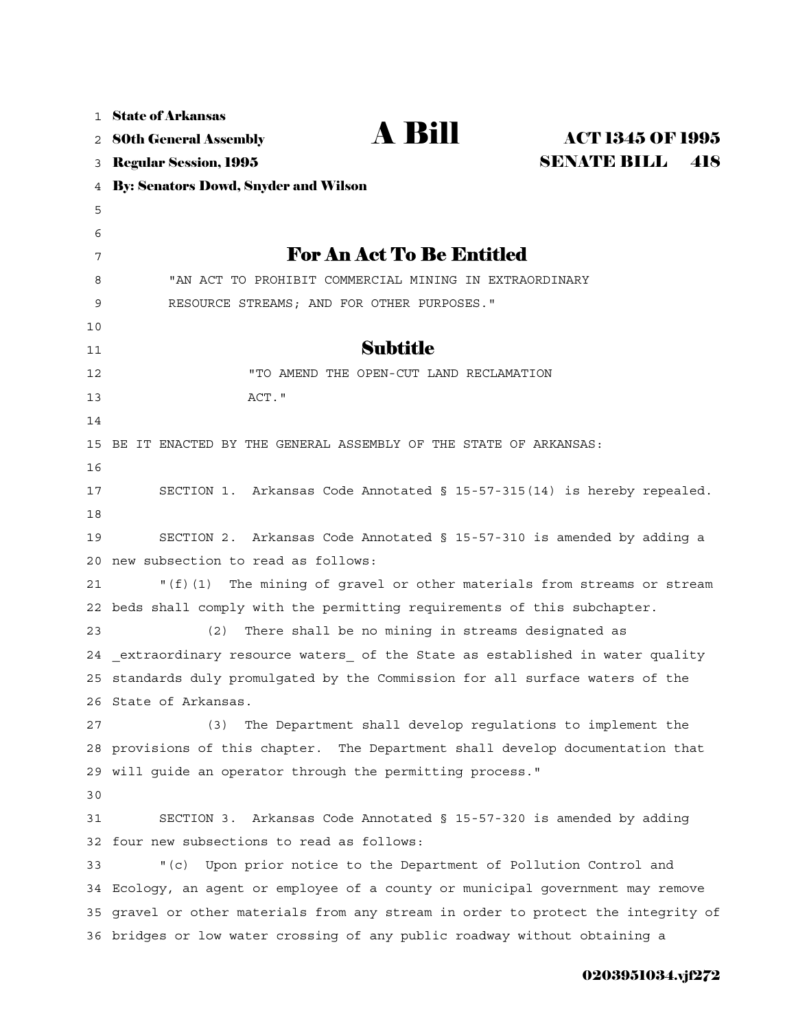State of Arkansas
80th General Assembly
Regular Session, 1995
By: Senators Dowd, Snyder and Wilson

# A Bill

**ACT 1345 OF 1995**
**SENATE BILL 418**

## For An Act To Be Entitled

"AN ACT TO PROHIBIT COMMERCIAL MINING IN EXTRAORDINARY RESOURCE STREAMS; AND FOR OTHER PURPOSES."

## Subtitle

"TO AMEND THE OPEN-CUT LAND RECLAMATION ACT."

BE IT ENACTED BY THE GENERAL ASSEMBLY OF THE STATE OF ARKANSAS:

SECTION 1. Arkansas Code Annotated § 15-57-315(14) is hereby repealed.

SECTION 2. Arkansas Code Annotated § 15-57-310 is amended by adding a new subsection to read as follows:

"(f)(1) The mining of gravel or other materials from streams or stream beds shall comply with the permitting requirements of this subchapter.

(2) There shall be no mining in streams designated as _extraordinary resource waters_ of the State as established in water quality standards duly promulgated by the Commission for all surface waters of the State of Arkansas.

(3) The Department shall develop regulations to implement the provisions of this chapter. The Department shall develop documentation that will guide an operator through the permitting process."

SECTION 3. Arkansas Code Annotated § 15-57-320 is amended by adding four new subsections to read as follows:

"(c) Upon prior notice to the Department of Pollution Control and Ecology, an agent or employee of a county or municipal government may remove gravel or other materials from any stream in order to protect the integrity of bridges or low water crossing of any public roadway without obtaining a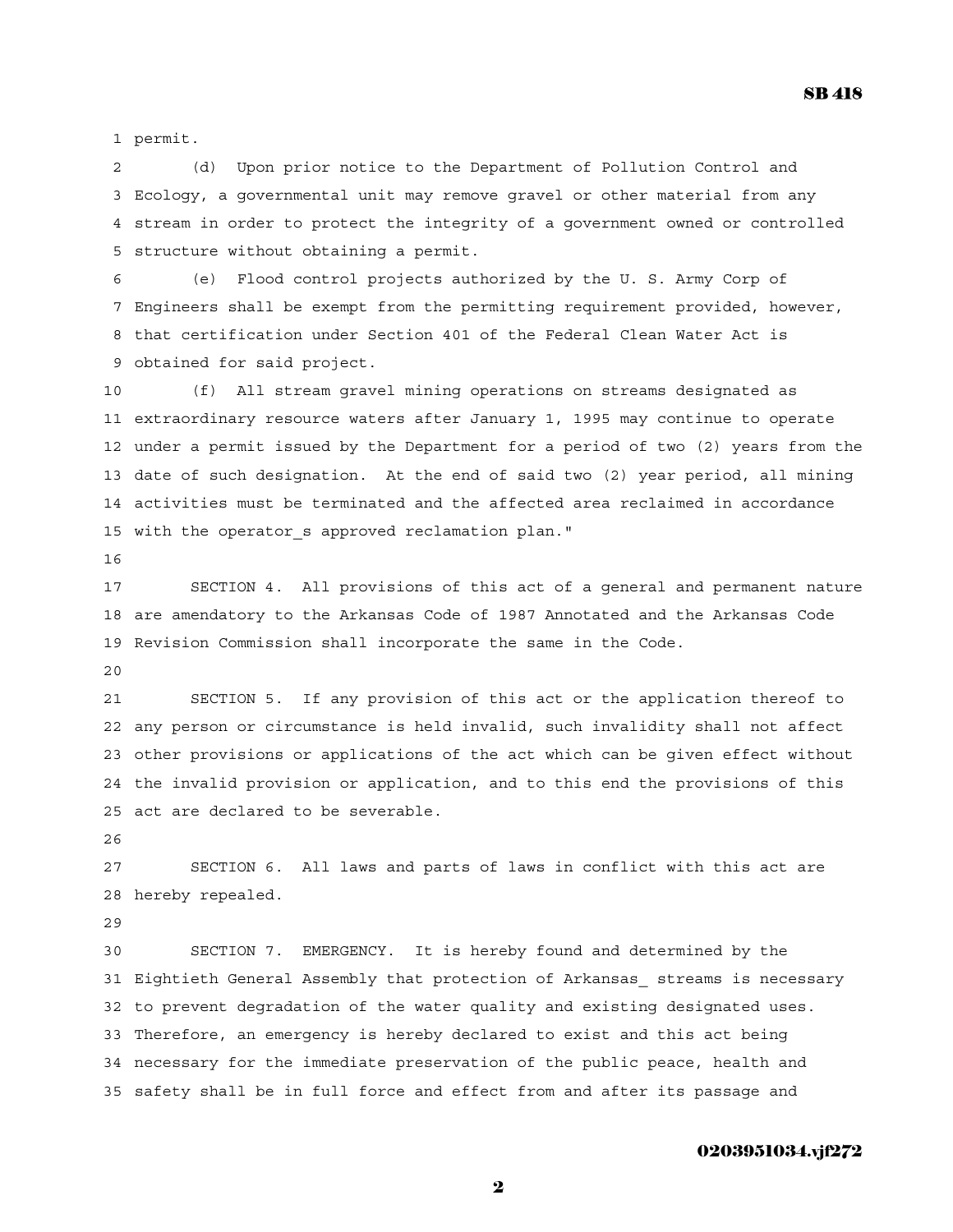permit.

(d) Upon prior notice to the Department of Pollution Control and Ecology, a governmental unit may remove gravel or other material from any stream in order to protect the integrity of a government owned or controlled structure without obtaining a permit.

(e) Flood control projects authorized by the U. S. Army Corp of Engineers shall be exempt from the permitting requirement provided, however, that certification under Section 401 of the Federal Clean Water Act is obtained for said project.

(f) All stream gravel mining operations on streams designated as extraordinary resource waters after January 1, 1995 may continue to operate under a permit issued by the Department for a period of two (2) years from the date of such designation. At the end of said two (2) year period, all mining activities must be terminated and the affected area reclaimed in accordance with the operator_s approved reclamation plan."

SECTION 4. All provisions of this act of a general and permanent nature are amendatory to the Arkansas Code of 1987 Annotated and the Arkansas Code Revision Commission shall incorporate the same in the Code.

SECTION 5. If any provision of this act or the application thereof to any person or circumstance is held invalid, such invalidity shall not affect other provisions or applications of the act which can be given effect without the invalid provision or application, and to this end the provisions of this act are declared to be severable.

SECTION 6. All laws and parts of laws in conflict with this act are hereby repealed.

SECTION 7. EMERGENCY. It is hereby found and determined by the Eightieth General Assembly that protection of Arkansas_ streams is necessary to prevent degradation of the water quality and existing designated uses. Therefore, an emergency is hereby declared to exist and this act being necessary for the immediate preservation of the public peace, health and safety shall be in full force and effect from and after its passage and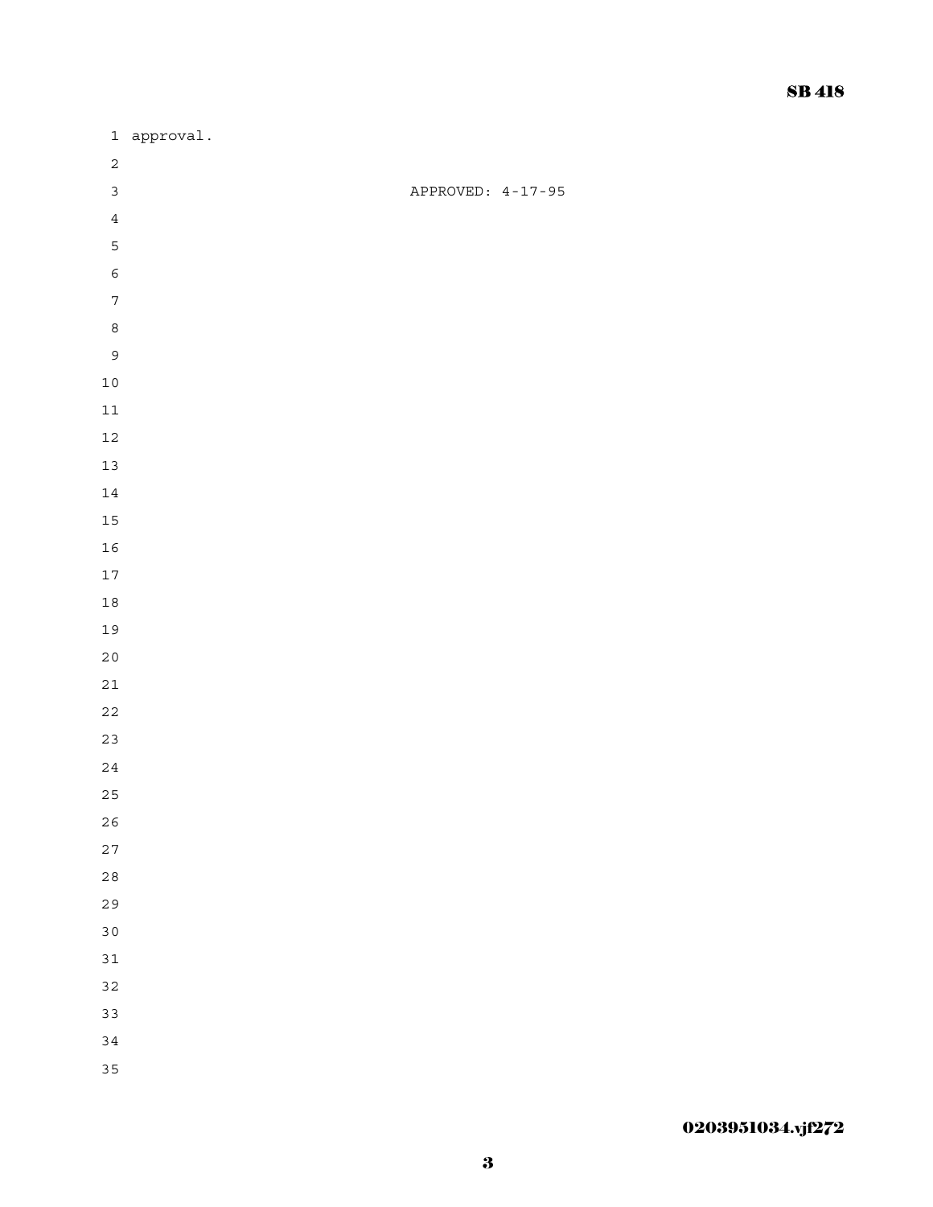approval.

APPROVED: 4-17-95